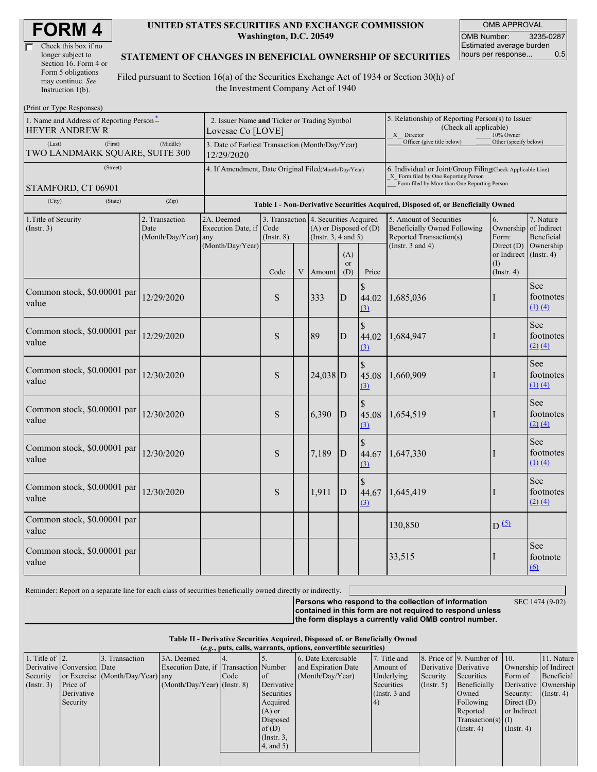# FORM 4

☐ Check this box if no longer subject to Section 16. Form 4 or Form 5 obligations may continue. *See* Instruction 1(b).

**UNITED STATES SECURITIES AND EXCHANGE COMMISSION**
**Washington, D.C. 20549**

**STATEMENT OF CHANGES IN BENEFICIAL OWNERSHIP OF SECURITIES**

Filed pursuant to Section 16(a) of the Securities Exchange Act of 1934 or Section 30(h) of the Investment Company Act of 1940

| OMB APPROVAL | |
|---|---|
| OMB Number: | 3235-0287 |
| Estimated average burden hours per response... | 0.5 |

(Print or Type Responses)

| 1. Name and Address of Reporting Person * | 2. Issuer Name and Ticker or Trading Symbol | 5. Relationship of Reporting Person(s) to Issuer (Check all applicable) |
|---|---|---|
| HEYER ANDREW R | Lovesac Co [LOVE] | _X_ Director ___ 10% Owner ___ Officer (give title below) ___ Other (specify below) |
| (Last) (First) (Middle) TWO LANDMARK SQUARE, SUITE 300 | 3. Date of Earliest Transaction (Month/Day/Year) 12/29/2020 | |
| (Street) STAMFORD, CT 06901 | 4. If Amendment, Date Original Filed (Month/Day/Year) | 6. Individual or Joint/Group Filing (Check Applicable Line) _X_ Form filed by One Reporting Person ___ Form filed by More than One Reporting Person |
| (City) (State) (Zip) | | |

**Table I - Non-Derivative Securities Acquired, Disposed of, or Beneficially Owned**

| 1.Title of Security (Instr. 3) | 2. Transaction Date (Month/Day/Year) | 2A. Deemed Execution Date, if any (Month/Day/Year) | 3. Transaction Code (Instr. 8) | | 4. Securities Acquired (A) or Disposed of (D) (Instr. 3, 4 and 5) | | | 5. Amount of Securities Beneficially Owned Following Reported Transaction(s) (Instr. 3 and 4) | 6. Ownership Form: Direct (D) or Indirect (I) (Instr. 4) | 7. Nature of Indirect Beneficial Ownership (Instr. 4) |
|---|---|---|---|---|---|---|---|---|---|---|
| | | | Code | V | Amount | (A) or (D) | Price | | | |
| Common stock, $0.00001 par value | 12/29/2020 | | S | | 333 | D | $ 44.02 (3) | 1,685,036 | I | See footnotes (1) (4) |
| Common stock, $0.00001 par value | 12/29/2020 | | S | | 89 | D | $ 44.02 (3) | 1,684,947 | I | See footnotes (2) (4) |
| Common stock, $0.00001 par value | 12/30/2020 | | S | | 24,038 | D | $ 45.08 (3) | 1,660,909 | I | See footnotes (1) (4) |
| Common stock, $0.00001 par value | 12/30/2020 | | S | | 6,390 | D | $ 45.08 (3) | 1,654,519 | I | See footnotes (2) (4) |
| Common stock, $0.00001 par value | 12/30/2020 | | S | | 7,189 | D | $ 44.67 (3) | 1,647,330 | I | See footnotes (1) (4) |
| Common stock, $0.00001 par value | 12/30/2020 | | S | | 1,911 | D | $ 44.67 (3) | 1,645,419 | I | See footnotes (2) (4) |
| Common stock, $0.00001 par value | | | | | | | | 130,850 | D (5) | |
| Common stock, $0.00001 par value | | | | | | | | 33,515 | I | See footnote (6) |

Reminder: Report on a separate line for each class of securities beneficially owned directly or indirectly.

**Persons who respond to the collection of information contained in this form are not required to respond unless the form displays a currently valid OMB control number.** SEC 1474 (9-02)

**Table II - Derivative Securities Acquired, Disposed of, or Beneficially Owned**
**(*e.g.*, puts, calls, warrants, options, convertible securities)**

| 1. Title of Derivative Security (Instr. 3) | 2. Conversion or Exercise Price of Derivative Security | 3. Transaction Date (Month/Day/Year) | 3A. Deemed Execution Date, if any (Month/Day/Year) | 4. Transaction Code (Instr. 8) | 5. Number of Derivative Securities Acquired (A) or Disposed of (D) (Instr. 3, 4, and 5) | 6. Date Exercisable and Expiration Date (Month/Day/Year) | 7. Title and Amount of Underlying Securities (Instr. 3 and 4) | 8. Price of Derivative Security (Instr. 5) | 9. Number of Derivative Securities Beneficially Owned Following Reported Transaction(s) (Instr. 4) | 10. Ownership Form of Derivative Security: Direct (D) or Indirect (I) (Instr. 4) | 11. Nature of Indirect Beneficial Ownership (Instr. 4) |
|---|---|---|---|---|---|---|---|---|---|---|---|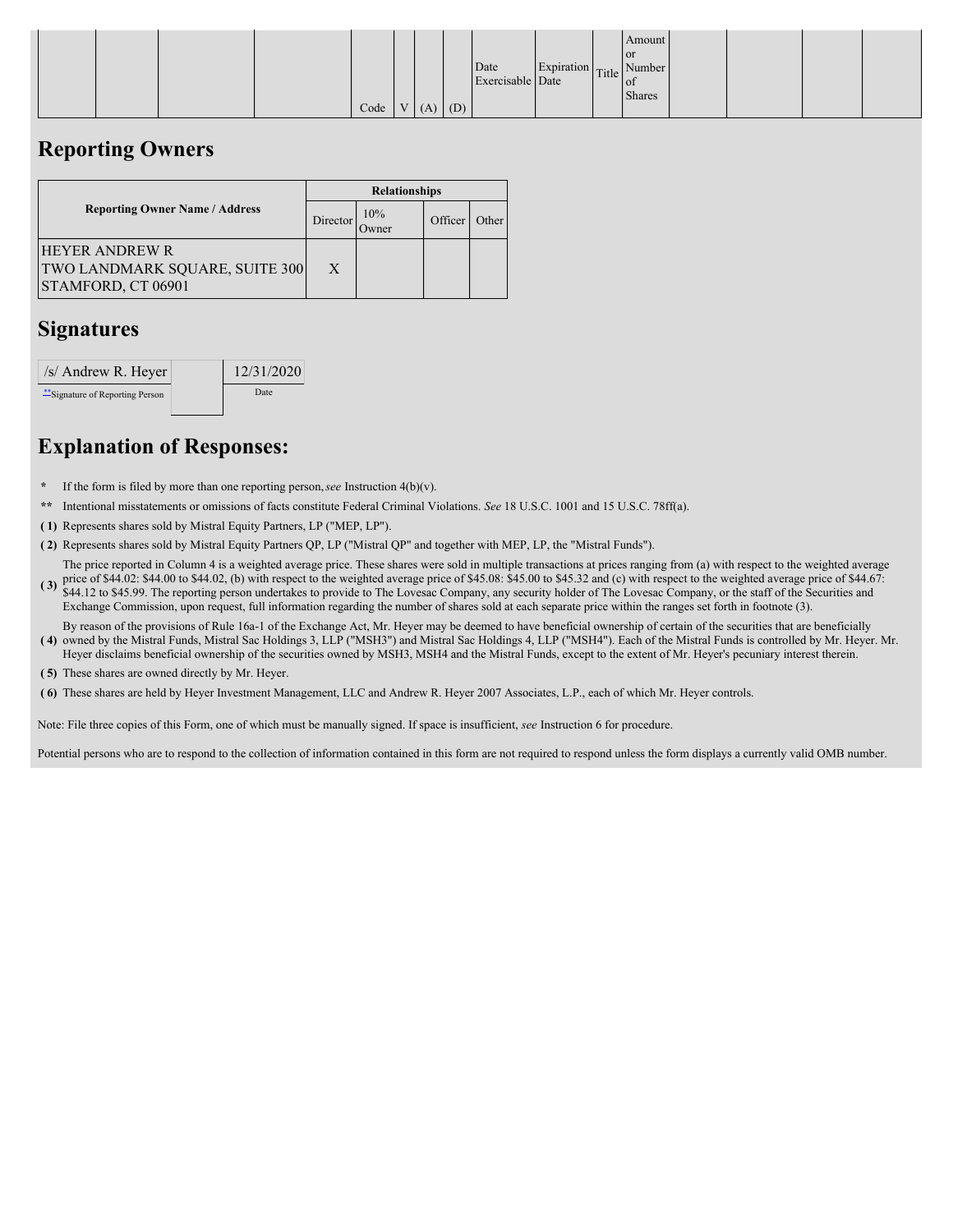| | | | | | | | | | | | | | | | |
|---|---|---|---|---|---|---|---|---|---|---|---|---|---|---|---|
| | | | | Code | V | (A) | (D) | Date Exercisable | Expiration Date | Title | Amount or Number of Shares | | | | |

## Reporting Owners

| Reporting Owner Name / Address | Relationships | | | |
|---|---|---|---|---|
| | Director | 10% Owner | Officer | Other |
| HEYER ANDREW R<br>TWO LANDMARK SQUARE, SUITE 300<br>STAMFORD, CT 06901 | X | | | |

## Signatures

| /s/ Andrew R. Heyer | | 12/31/2020 |
|---|---|---|
| **Signature of Reporting Person | | Date |

## Explanation of Responses:

- \* If the form is filed by more than one reporting person, *see* Instruction 4(b)(v).
- \*\* Intentional misstatements or omissions of facts constitute Federal Criminal Violations. *See* 18 U.S.C. 1001 and 15 U.S.C. 78ff(a).
- ( 1) Represents shares sold by Mistral Equity Partners, LP ("MEP, LP").
- ( 2) Represents shares sold by Mistral Equity Partners QP, LP ("Mistral QP" and together with MEP, LP, the "Mistral Funds").
- ( 3) The price reported in Column 4 is a weighted average price. These shares were sold in multiple transactions at prices ranging from (a) with respect to the weighted average price of $44.02: $44.00 to $44.02, (b) with respect to the weighted average price of $45.08: $45.00 to $45.32 and (c) with respect to the weighted average price of $44.67: $44.12 to $45.99. The reporting person undertakes to provide to The Lovesac Company, any security holder of The Lovesac Company, or the staff of the Securities and Exchange Commission, upon request, full information regarding the number of shares sold at each separate price within the ranges set forth in footnote (3).
- ( 4) By reason of the provisions of Rule 16a-1 of the Exchange Act, Mr. Heyer may be deemed to have beneficial ownership of certain of the securities that are beneficially owned by the Mistral Funds, Mistral Sac Holdings 3, LLP ("MSH3") and Mistral Sac Holdings 4, LLP ("MSH4"). Each of the Mistral Funds is controlled by Mr. Heyer. Mr. Heyer disclaims beneficial ownership of the securities owned by MSH3, MSH4 and the Mistral Funds, except to the extent of Mr. Heyer's pecuniary interest therein.
- ( 5) These shares are owned directly by Mr. Heyer.
- ( 6) These shares are held by Heyer Investment Management, LLC and Andrew R. Heyer 2007 Associates, L.P., each of which Mr. Heyer controls.

Note: File three copies of this Form, one of which must be manually signed. If space is insufficient, *see* Instruction 6 for procedure.

Potential persons who are to respond to the collection of information contained in this form are not required to respond unless the form displays a currently valid OMB number.